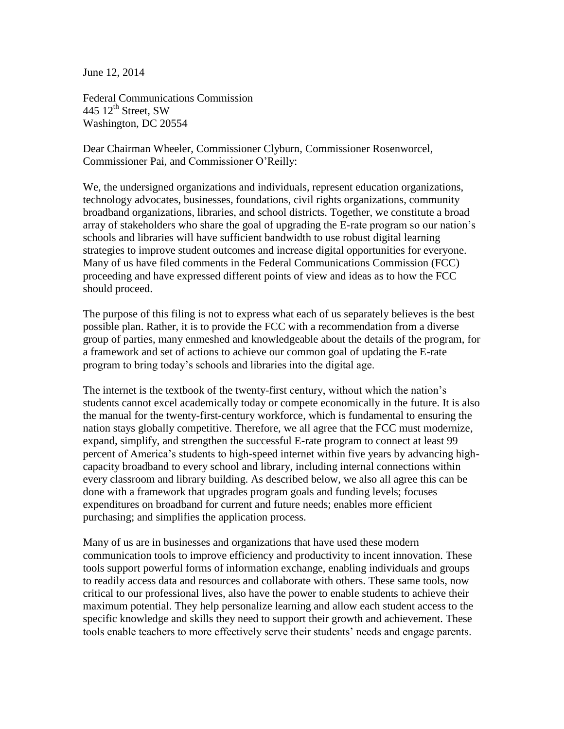June 12, 2014

Federal Communications Commission  
445 12th Street, SW  
Washington, DC 20554

Dear Chairman Wheeler, Commissioner Clyburn, Commissioner Rosenworcel, Commissioner Pai, and Commissioner O'Reilly:

We, the undersigned organizations and individuals, represent education organizations, technology advocates, businesses, foundations, civil rights organizations, community broadband organizations, libraries, and school districts. Together, we constitute a broad array of stakeholders who share the goal of upgrading the E-rate program so our nation's schools and libraries will have sufficient bandwidth to use robust digital learning strategies to improve student outcomes and increase digital opportunities for everyone. Many of us have filed comments in the Federal Communications Commission (FCC) proceeding and have expressed different points of view and ideas as to how the FCC should proceed.

The purpose of this filing is not to express what each of us separately believes is the best possible plan. Rather, it is to provide the FCC with a recommendation from a diverse group of parties, many enmeshed and knowledgeable about the details of the program, for a framework and set of actions to achieve our common goal of updating the E-rate program to bring today's schools and libraries into the digital age.

The internet is the textbook of the twenty-first century, without which the nation's students cannot excel academically today or compete economically in the future. It is also the manual for the twenty-first-century workforce, which is fundamental to ensuring the nation stays globally competitive. Therefore, we all agree that the FCC must modernize, expand, simplify, and strengthen the successful E-rate program to connect at least 99 percent of America's students to high-speed internet within five years by advancing high-capacity broadband to every school and library, including internal connections within every classroom and library building. As described below, we also all agree this can be done with a framework that upgrades program goals and funding levels; focuses expenditures on broadband for current and future needs; enables more efficient purchasing; and simplifies the application process.

Many of us are in businesses and organizations that have used these modern communication tools to improve efficiency and productivity to incent innovation. These tools support powerful forms of information exchange, enabling individuals and groups to readily access data and resources and collaborate with others. These same tools, now critical to our professional lives, also have the power to enable students to achieve their maximum potential. They help personalize learning and allow each student access to the specific knowledge and skills they need to support their growth and achievement. These tools enable teachers to more effectively serve their students' needs and engage parents.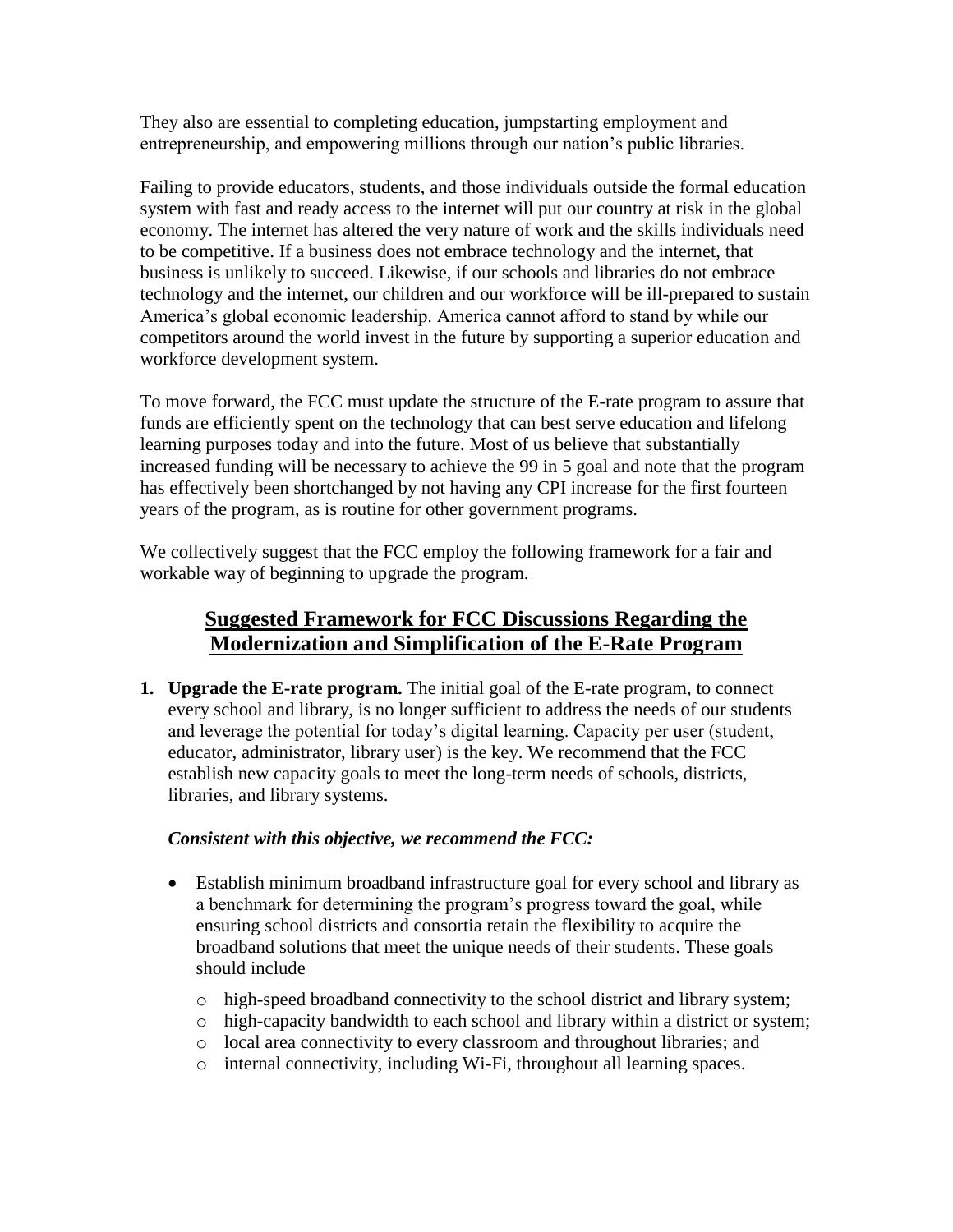They also are essential to completing education, jumpstarting employment and entrepreneurship, and empowering millions through our nation's public libraries.

Failing to provide educators, students, and those individuals outside the formal education system with fast and ready access to the internet will put our country at risk in the global economy. The internet has altered the very nature of work and the skills individuals need to be competitive. If a business does not embrace technology and the internet, that business is unlikely to succeed. Likewise, if our schools and libraries do not embrace technology and the internet, our children and our workforce will be ill-prepared to sustain America's global economic leadership. America cannot afford to stand by while our competitors around the world invest in the future by supporting a superior education and workforce development system.

To move forward, the FCC must update the structure of the E-rate program to assure that funds are efficiently spent on the technology that can best serve education and lifelong learning purposes today and into the future. Most of us believe that substantially increased funding will be necessary to achieve the 99 in 5 goal and note that the program has effectively been shortchanged by not having any CPI increase for the first fourteen years of the program, as is routine for other government programs.

We collectively suggest that the FCC employ the following framework for a fair and workable way of beginning to upgrade the program.

## Suggested Framework for FCC Discussions Regarding the Modernization and Simplification of the E-Rate Program

1. **Upgrade the E-rate program.** The initial goal of the E-rate program, to connect every school and library, is no longer sufficient to address the needs of our students and leverage the potential for today's digital learning. Capacity per user (student, educator, administrator, library user) is the key. We recommend that the FCC establish new capacity goals to meet the long-term needs of schools, districts, libraries, and library systems.

   ***Consistent with this objective, we recommend the FCC:***

   - Establish minimum broadband infrastructure goal for every school and library as a benchmark for determining the program's progress toward the goal, while ensuring school districts and consortia retain the flexibility to acquire the broadband solutions that meet the unique needs of their students. These goals should include
     - high-speed broadband connectivity to the school district and library system;
     - high-capacity bandwidth to each school and library within a district or system;
     - local area connectivity to every classroom and throughout libraries; and
     - internal connectivity, including Wi-Fi, throughout all learning spaces.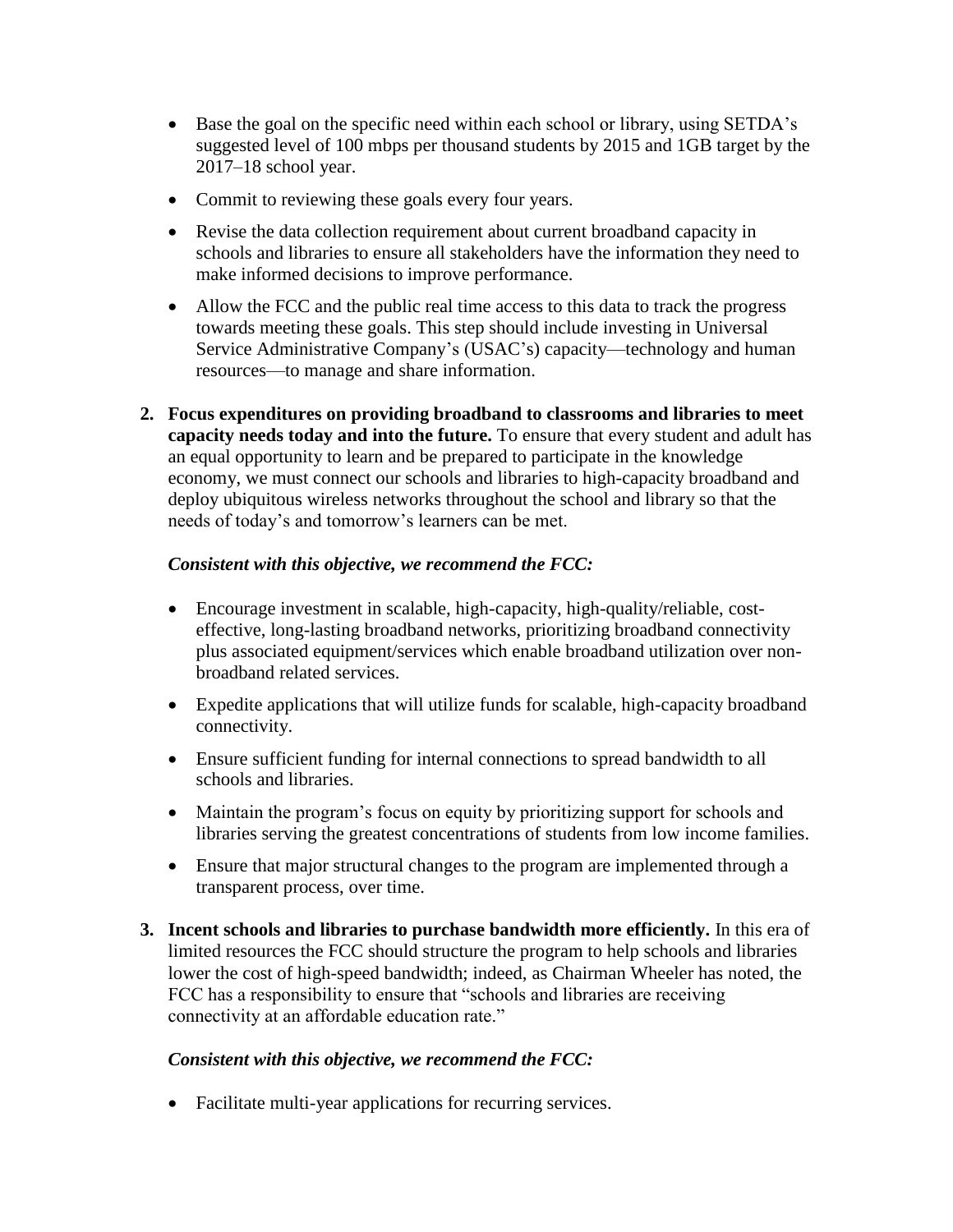- Base the goal on the specific need within each school or library, using SETDA's suggested level of 100 mbps per thousand students by 2015 and 1GB target by the 2017–18 school year.
- Commit to reviewing these goals every four years.
- Revise the data collection requirement about current broadband capacity in schools and libraries to ensure all stakeholders have the information they need to make informed decisions to improve performance.
- Allow the FCC and the public real time access to this data to track the progress towards meeting these goals. This step should include investing in Universal Service Administrative Company's (USAC's) capacity—technology and human resources—to manage and share information.

2. **Focus expenditures on providing broadband to classrooms and libraries to meet capacity needs today and into the future.** To ensure that every student and adult has an equal opportunity to learn and be prepared to participate in the knowledge economy, we must connect our schools and libraries to high-capacity broadband and deploy ubiquitous wireless networks throughout the school and library so that the needs of today's and tomorrow's learners can be met.

   ***Consistent with this objective, we recommend the FCC:***

   - Encourage investment in scalable, high-capacity, high-quality/reliable, cost-effective, long-lasting broadband networks, prioritizing broadband connectivity plus associated equipment/services which enable broadband utilization over non-broadband related services.
   - Expedite applications that will utilize funds for scalable, high-capacity broadband connectivity.
   - Ensure sufficient funding for internal connections to spread bandwidth to all schools and libraries.
   - Maintain the program's focus on equity by prioritizing support for schools and libraries serving the greatest concentrations of students from low income families.
   - Ensure that major structural changes to the program are implemented through a transparent process, over time.

3. **Incent schools and libraries to purchase bandwidth more efficiently.** In this era of limited resources the FCC should structure the program to help schools and libraries lower the cost of high-speed bandwidth; indeed, as Chairman Wheeler has noted, the FCC has a responsibility to ensure that "schools and libraries are receiving connectivity at an affordable education rate."

   ***Consistent with this objective, we recommend the FCC:***

   - Facilitate multi-year applications for recurring services.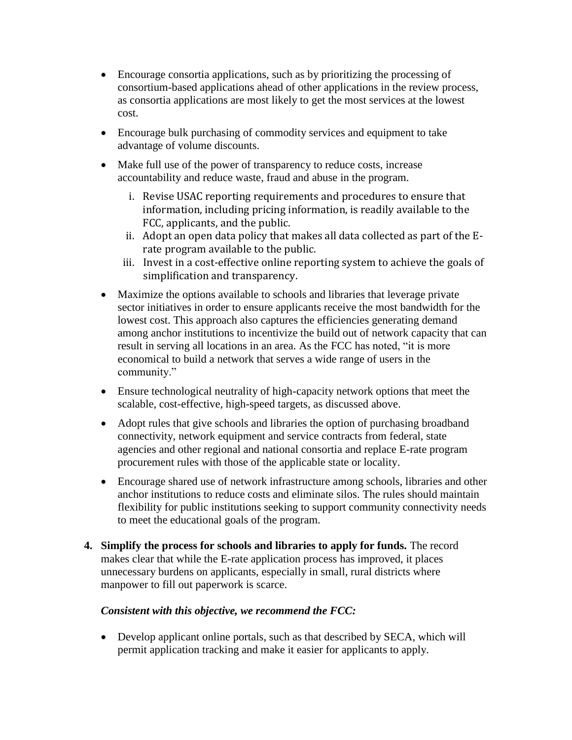- Encourage consortia applications, such as by prioritizing the processing of consortium-based applications ahead of other applications in the review process, as consortia applications are most likely to get the most services at the lowest cost.
- Encourage bulk purchasing of commodity services and equipment to take advantage of volume discounts.
- Make full use of the power of transparency to reduce costs, increase accountability and reduce waste, fraud and abuse in the program.
    i. Revise USAC reporting requirements and procedures to ensure that information, including pricing information, is readily available to the FCC, applicants, and the public.
    ii. Adopt an open data policy that makes all data collected as part of the E-rate program available to the public.
    iii. Invest in a cost-effective online reporting system to achieve the goals of simplification and transparency.
- Maximize the options available to schools and libraries that leverage private sector initiatives in order to ensure applicants receive the most bandwidth for the lowest cost. This approach also captures the efficiencies generating demand among anchor institutions to incentivize the build out of network capacity that can result in serving all locations in an area. As the FCC has noted, "it is more economical to build a network that serves a wide range of users in the community."
- Ensure technological neutrality of high-capacity network options that meet the scalable, cost-effective, high-speed targets, as discussed above.
- Adopt rules that give schools and libraries the option of purchasing broadband connectivity, network equipment and service contracts from federal, state agencies and other regional and national consortia and replace E-rate program procurement rules with those of the applicable state or locality.
- Encourage shared use of network infrastructure among schools, libraries and other anchor institutions to reduce costs and eliminate silos. The rules should maintain flexibility for public institutions seeking to support community connectivity needs to meet the educational goals of the program.

4. **Simplify the process for schools and libraries to apply for funds.** The record makes clear that while the E-rate application process has improved, it places unnecessary burdens on applicants, especially in small, rural districts where manpower to fill out paperwork is scarce.

    ***Consistent with this objective, we recommend the FCC:***

    - Develop applicant online portals, such as that described by SECA, which will permit application tracking and make it easier for applicants to apply.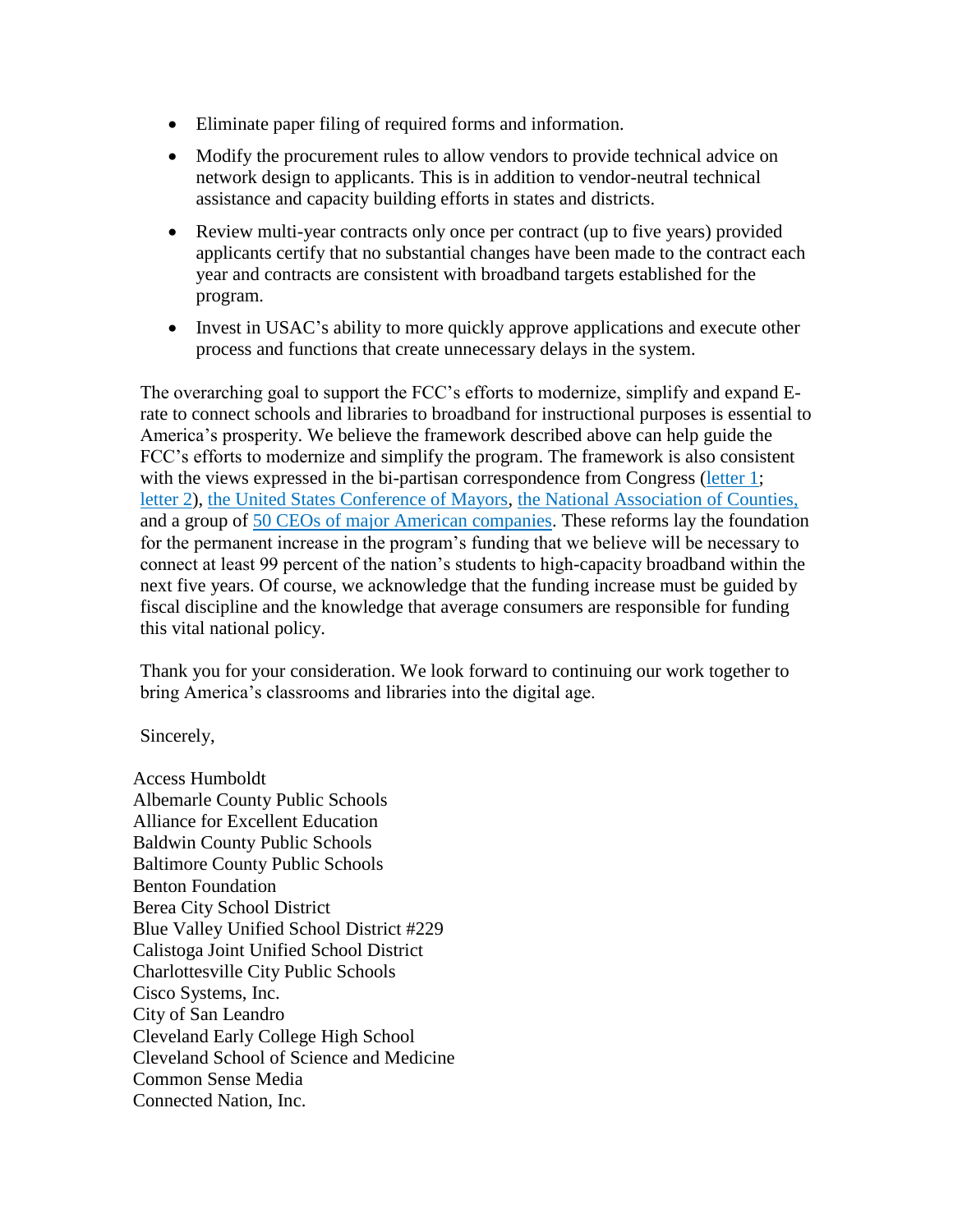- Eliminate paper filing of required forms and information.
- Modify the procurement rules to allow vendors to provide technical advice on network design to applicants. This is in addition to vendor-neutral technical assistance and capacity building efforts in states and districts.
- Review multi-year contracts only once per contract (up to five years) provided applicants certify that no substantial changes have been made to the contract each year and contracts are consistent with broadband targets established for the program.
- Invest in USAC's ability to more quickly approve applications and execute other process and functions that create unnecessary delays in the system.

The overarching goal to support the FCC's efforts to modernize, simplify and expand E-rate to connect schools and libraries to broadband for instructional purposes is essential to America's prosperity. We believe the framework described above can help guide the FCC's efforts to modernize and simplify the program. The framework is also consistent with the views expressed in the bi-partisan correspondence from Congress (letter 1; letter 2), the United States Conference of Mayors, the National Association of Counties, and a group of 50 CEOs of major American companies. These reforms lay the foundation for the permanent increase in the program's funding that we believe will be necessary to connect at least 99 percent of the nation's students to high-capacity broadband within the next five years. Of course, we acknowledge that the funding increase must be guided by fiscal discipline and the knowledge that average consumers are responsible for funding this vital national policy.

Thank you for your consideration. We look forward to continuing our work together to bring America's classrooms and libraries into the digital age.

Sincerely,

Access Humboldt
Albemarle County Public Schools
Alliance for Excellent Education
Baldwin County Public Schools
Baltimore County Public Schools
Benton Foundation
Berea City School District
Blue Valley Unified School District #229
Calistoga Joint Unified School District
Charlottesville City Public Schools
Cisco Systems, Inc.
City of San Leandro
Cleveland Early College High School
Cleveland School of Science and Medicine
Common Sense Media
Connected Nation, Inc.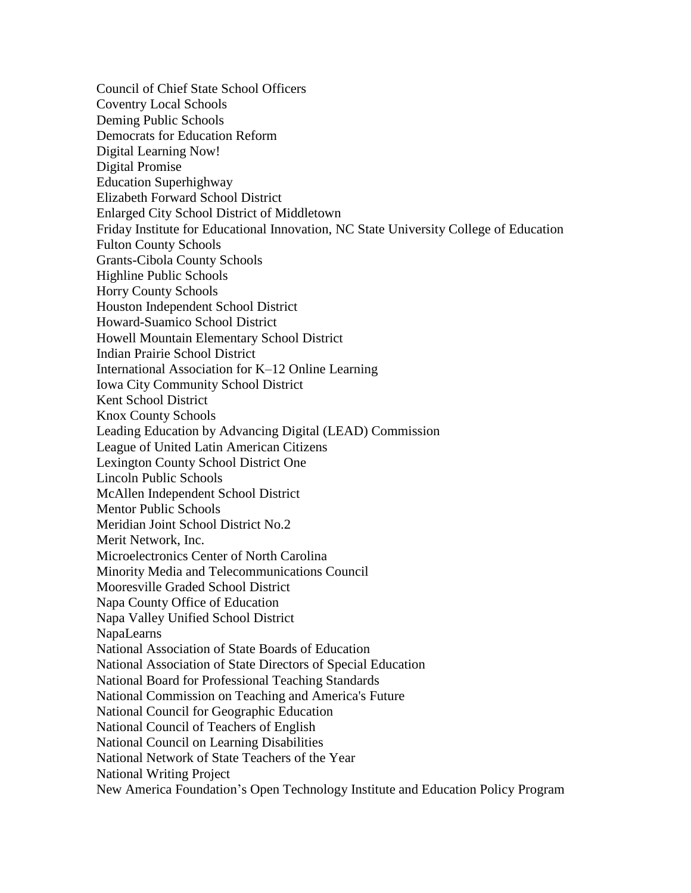Council of Chief State School Officers
Coventry Local Schools
Deming Public Schools
Democrats for Education Reform
Digital Learning Now!
Digital Promise
Education Superhighway
Elizabeth Forward School District
Enlarged City School District of Middletown
Friday Institute for Educational Innovation, NC State University College of Education
Fulton County Schools
Grants-Cibola County Schools
Highline Public Schools
Horry County Schools
Houston Independent School District
Howard-Suamico School District
Howell Mountain Elementary School District
Indian Prairie School District
International Association for K–12 Online Learning
Iowa City Community School District
Kent School District
Knox County Schools
Leading Education by Advancing Digital (LEAD) Commission
League of United Latin American Citizens
Lexington County School District One
Lincoln Public Schools
McAllen Independent School District
Mentor Public Schools
Meridian Joint School District No.2
Merit Network, Inc.
Microelectronics Center of North Carolina
Minority Media and Telecommunications Council
Mooresville Graded School District
Napa County Office of Education
Napa Valley Unified School District
NapaLearns
National Association of State Boards of Education
National Association of State Directors of Special Education
National Board for Professional Teaching Standards
National Commission on Teaching and America's Future
National Council for Geographic Education
National Council of Teachers of English
National Council on Learning Disabilities
National Network of State Teachers of the Year
National Writing Project
New America Foundation's Open Technology Institute and Education Policy Program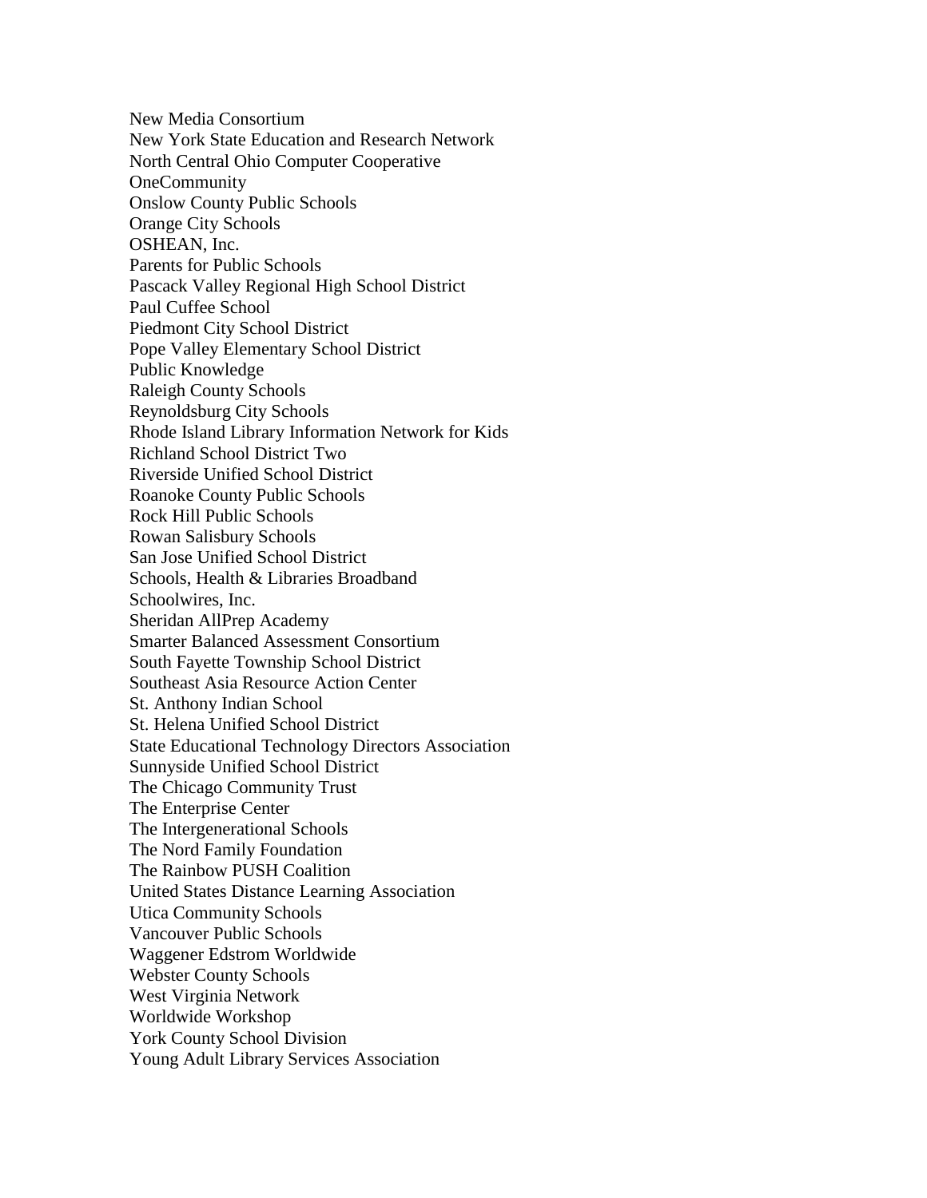New Media Consortium
New York State Education and Research Network
North Central Ohio Computer Cooperative
OneCommunity
Onslow County Public Schools
Orange City Schools
OSHEAN, Inc.
Parents for Public Schools
Pascack Valley Regional High School District
Paul Cuffee School
Piedmont City School District
Pope Valley Elementary School District
Public Knowledge
Raleigh County Schools
Reynoldsburg City Schools
Rhode Island Library Information Network for Kids
Richland School District Two
Riverside Unified School District
Roanoke County Public Schools
Rock Hill Public Schools
Rowan Salisbury Schools
San Jose Unified School District
Schools, Health & Libraries Broadband
Schoolwires, Inc.
Sheridan AllPrep Academy
Smarter Balanced Assessment Consortium
South Fayette Township School District
Southeast Asia Resource Action Center
St. Anthony Indian School
St. Helena Unified School District
State Educational Technology Directors Association
Sunnyside Unified School District
The Chicago Community Trust
The Enterprise Center
The Intergenerational Schools
The Nord Family Foundation
The Rainbow PUSH Coalition
United States Distance Learning Association
Utica Community Schools
Vancouver Public Schools
Waggener Edstrom Worldwide
Webster County Schools
West Virginia Network
Worldwide Workshop
York County School Division
Young Adult Library Services Association